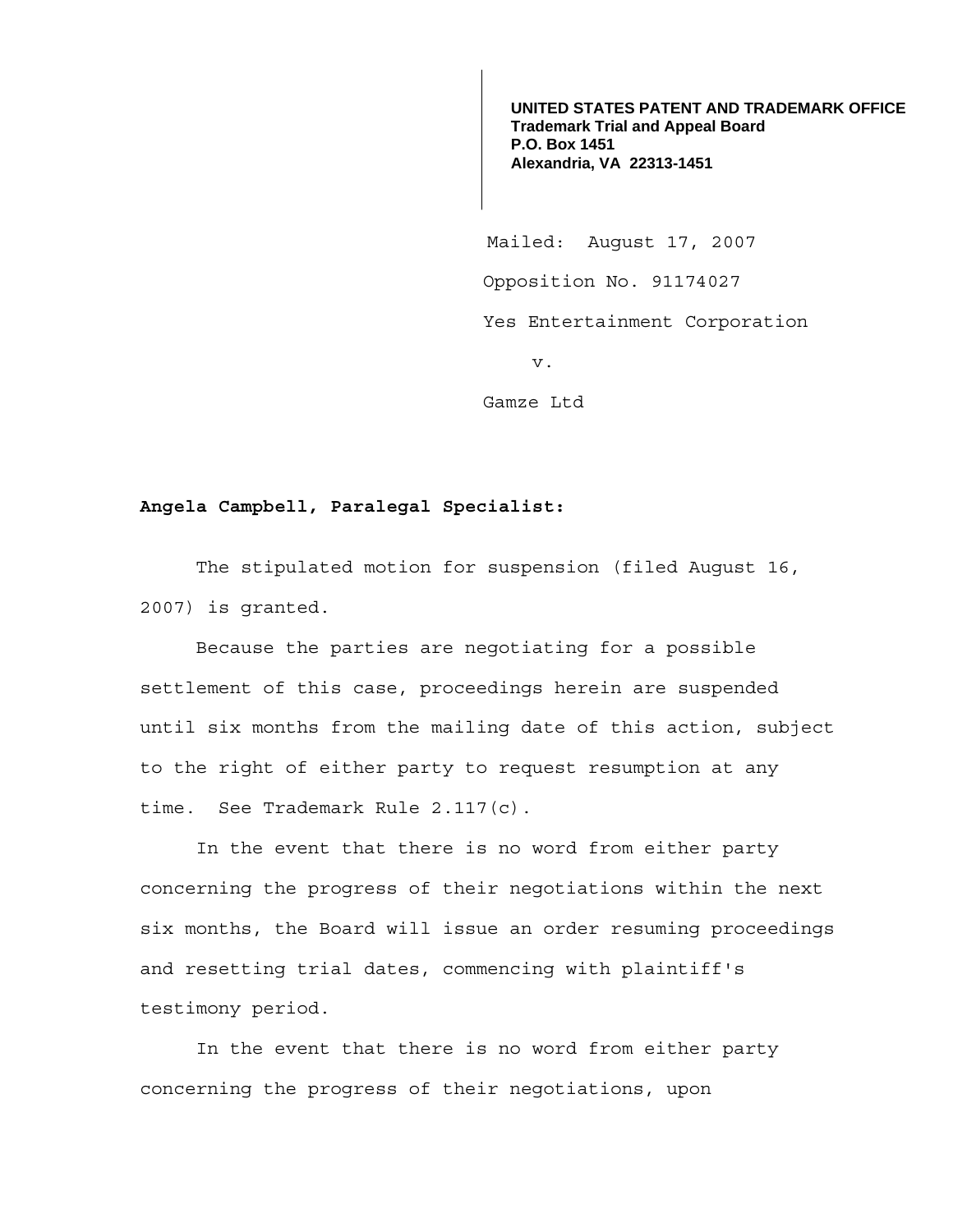**UNITED STATES PATENT AND TRADEMARK OFFICE**
**Trademark Trial and Appeal Board**
**P.O. Box 1451**
**Alexandria, VA 22313-1451**

Mailed: August 17, 2007

Opposition No. 91174027

Yes Entertainment Corporation

v.

Gamze Ltd

**Angela Campbell, Paralegal Specialist:**

The stipulated motion for suspension (filed August 16, 2007) is granted.

Because the parties are negotiating for a possible settlement of this case, proceedings herein are suspended until six months from the mailing date of this action, subject to the right of either party to request resumption at any time. See Trademark Rule 2.117(c).

In the event that there is no word from either party concerning the progress of their negotiations within the next six months, the Board will issue an order resuming proceedings and resetting trial dates, commencing with plaintiff's testimony period.

In the event that there is no word from either party concerning the progress of their negotiations, upon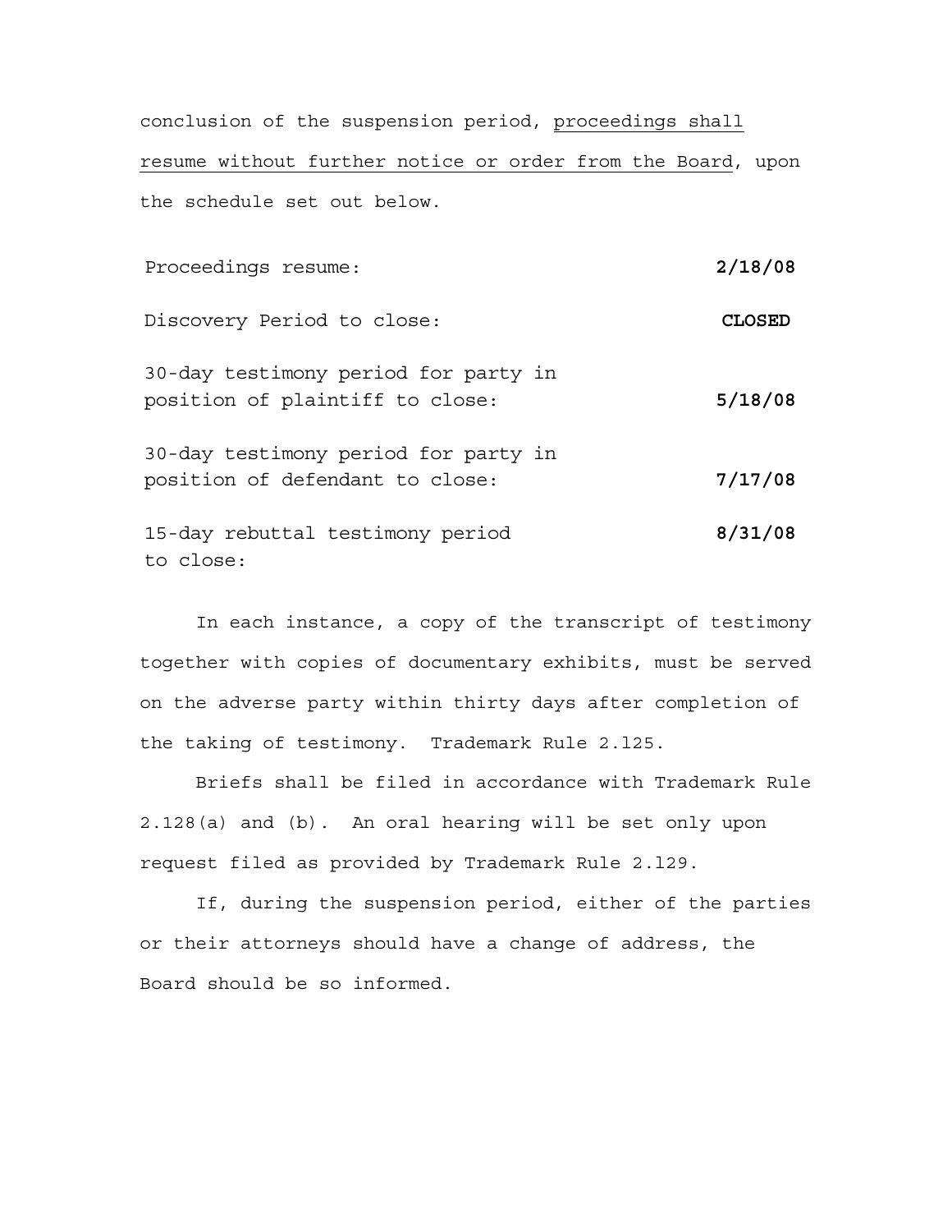conclusion of the suspension period, proceedings shall resume without further notice or order from the Board, upon the schedule set out below.

| | |
|---|---|
| Proceedings resume: | **2/18/08** |
| Discovery Period to close: | **CLOSED** |
| 30-day testimony period for party in position of plaintiff to close: | **5/18/08** |
| 30-day testimony period for party in position of defendant to close: | **7/17/08** |
| 15-day rebuttal testimony period to close: | **8/31/08** |

In each instance, a copy of the transcript of testimony together with copies of documentary exhibits, must be served on the adverse party within thirty days after completion of the taking of testimony. Trademark Rule 2.125.

Briefs shall be filed in accordance with Trademark Rule 2.128(a) and (b). An oral hearing will be set only upon request filed as provided by Trademark Rule 2.129.

If, during the suspension period, either of the parties or their attorneys should have a change of address, the Board should be so informed.